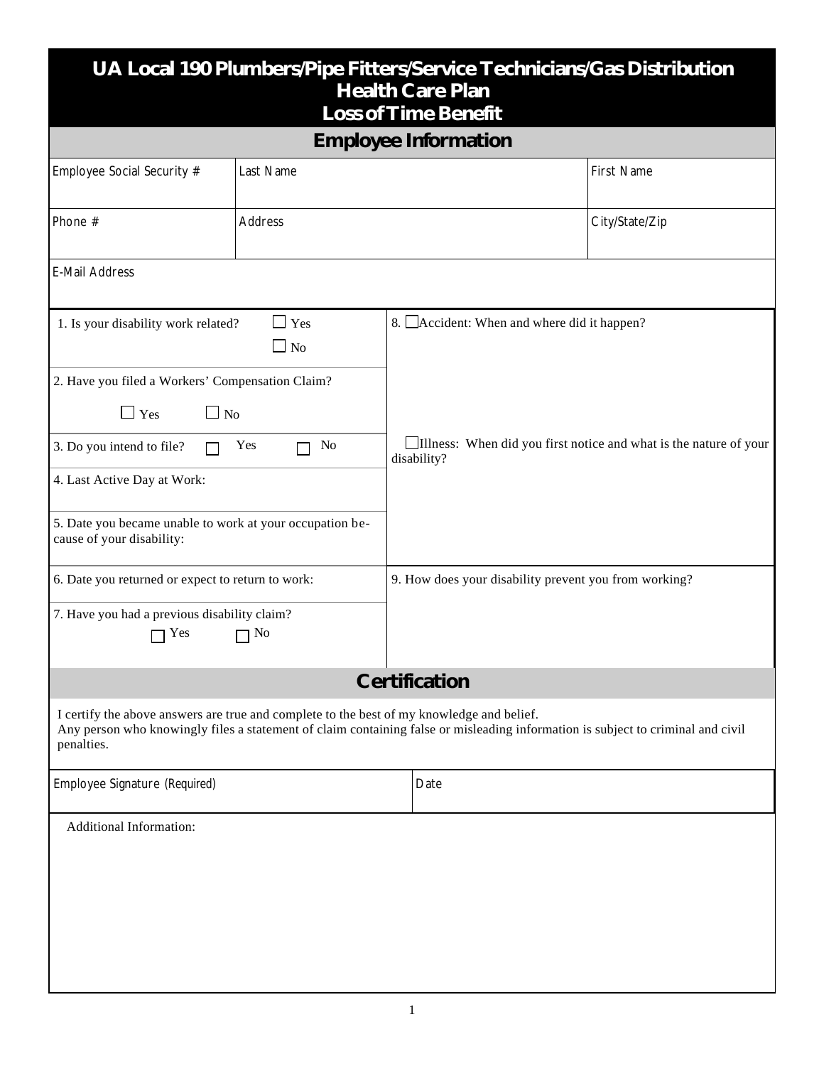# UA Local 190 Plumbers/Pipe Fitters/Service Technicians/Gas Distribution Health Care Plan

## Loss of Time Benefit

## Employee Information

| Employee Social Security # | Last Name | First Name |
|---|---|---|
| | | |

| Phone # | Address | City/State/Zip |
|---|---|---|
| | | |

E-Mail Address

1. Is your disability work related? ☐ Yes ☐ No

2. Have you filed a Workers' Compensation Claim? ☐ Yes ☐ No

3. Do you intend to file? ☐ Yes ☐ No

4. Last Active Day at Work:

5. Date you became unable to work at your occupation because of your disability:

6. Date you returned or expect to return to work:

7. Have you had a previous disability claim? ☐ Yes ☐ No

8. ☐ Accident: When and where did it happen?

☐ Illness: When did you first notice and what is the nature of your disability?

9. How does your disability prevent you from working?

## Certification

I certify the above answers are true and complete to the best of my knowledge and belief.
Any person who knowingly files a statement of claim containing false or misleading information is subject to criminal and civil penalties.

| Employee Signature (Required) | Date |
|---|---|
| | |

Additional Information: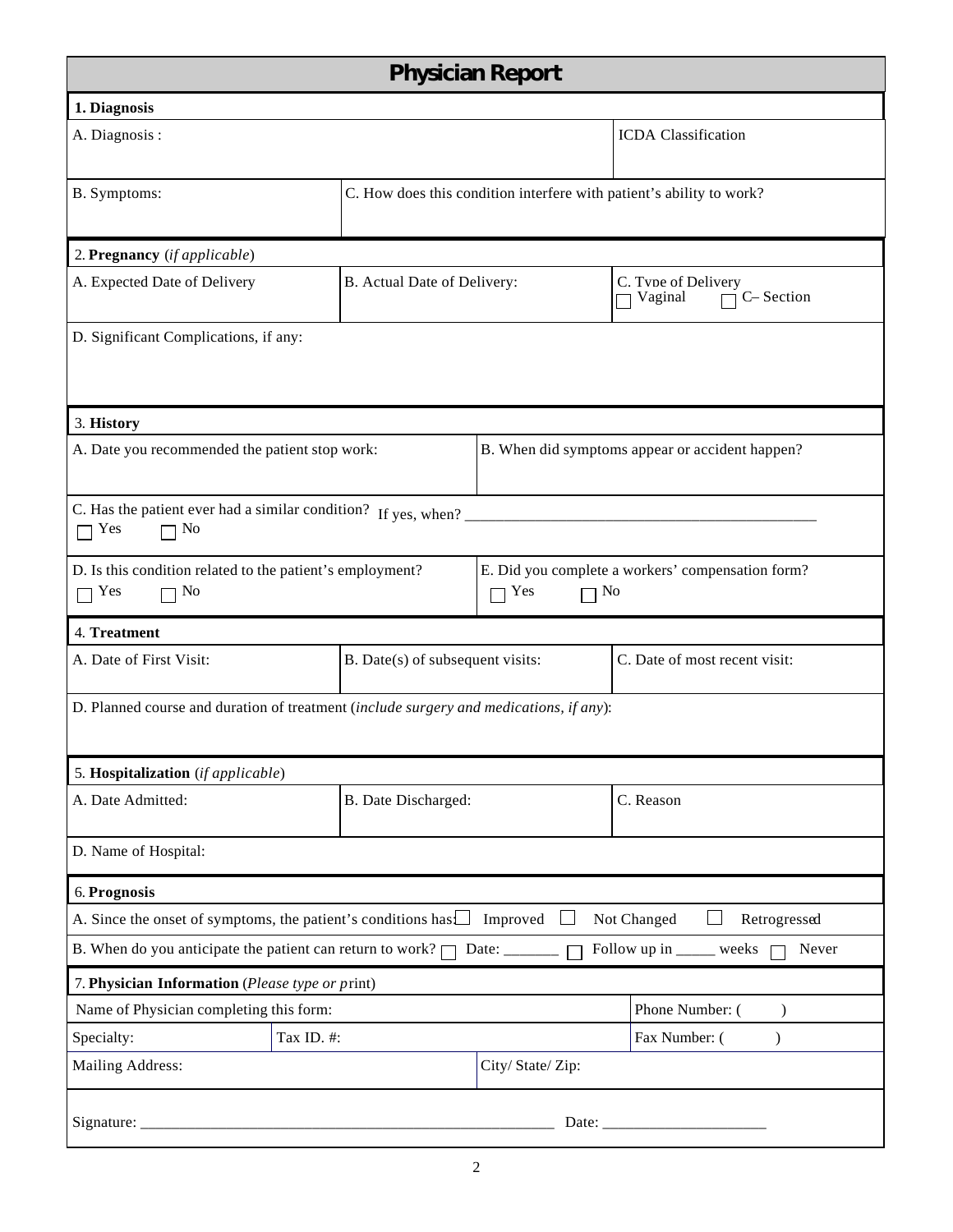# Physician Report

## 1. Diagnosis

| | |
|---|---|
| A. Diagnosis : | ICDA Classification |

| | |
|---|---|
| B. Symptoms: | C. How does this condition interfere with patient's ability to work? |

## 2. Pregnancy (*if applicable*)

| | | |
|---|---|---|
| A. Expected Date of Delivery | B. Actual Date of Delivery: | C. Type of Delivery ☐ Vaginal ☐ C– Section |

D. Significant Complications, if any:

## 3. History

| | |
|---|---|
| A. Date you recommended the patient stop work: | B. When did symptoms appear or accident happen? |

C. Has the patient ever had a similar condition? ☐ Yes ☐ No If yes, when? ______________________________________________

| | |
|---|---|
| D. Is this condition related to the patient's employment? ☐ Yes ☐ No | E. Did you complete a workers' compensation form? ☐ Yes ☐ No |

## 4. Treatment

| | | |
|---|---|---|
| A. Date of First Visit: | B. Date(s) of subsequent visits: | C. Date of most recent visit: |

D. Planned course and duration of treatment (*include surgery and medications, if any*):

## 5. Hospitalization (*if applicable*)

| | | |
|---|---|---|
| A. Date Admitted: | B. Date Discharged: | C. Reason |

D. Name of Hospital:

## 6. Prognosis

A. Since the onset of symptoms, the patient's conditions has: ☐ Improved ☐ Not Changed ☐ Retrogressed

B. When do you anticipate the patient can return to work? ☐ Date: _______ ☐ Follow up in _____ weeks ☐ Never

## 7. Physician Information (*Please type or print*)

| | | |
|---|---|---|
| Name of Physician completing this form: | | Phone Number: ( ) |
| Specialty: | Tax ID. #: | Fax Number: ( ) |
| Mailing Address: | City/ State/ Zip: | |

Signature: ________________________________________________________ Date: _____________________